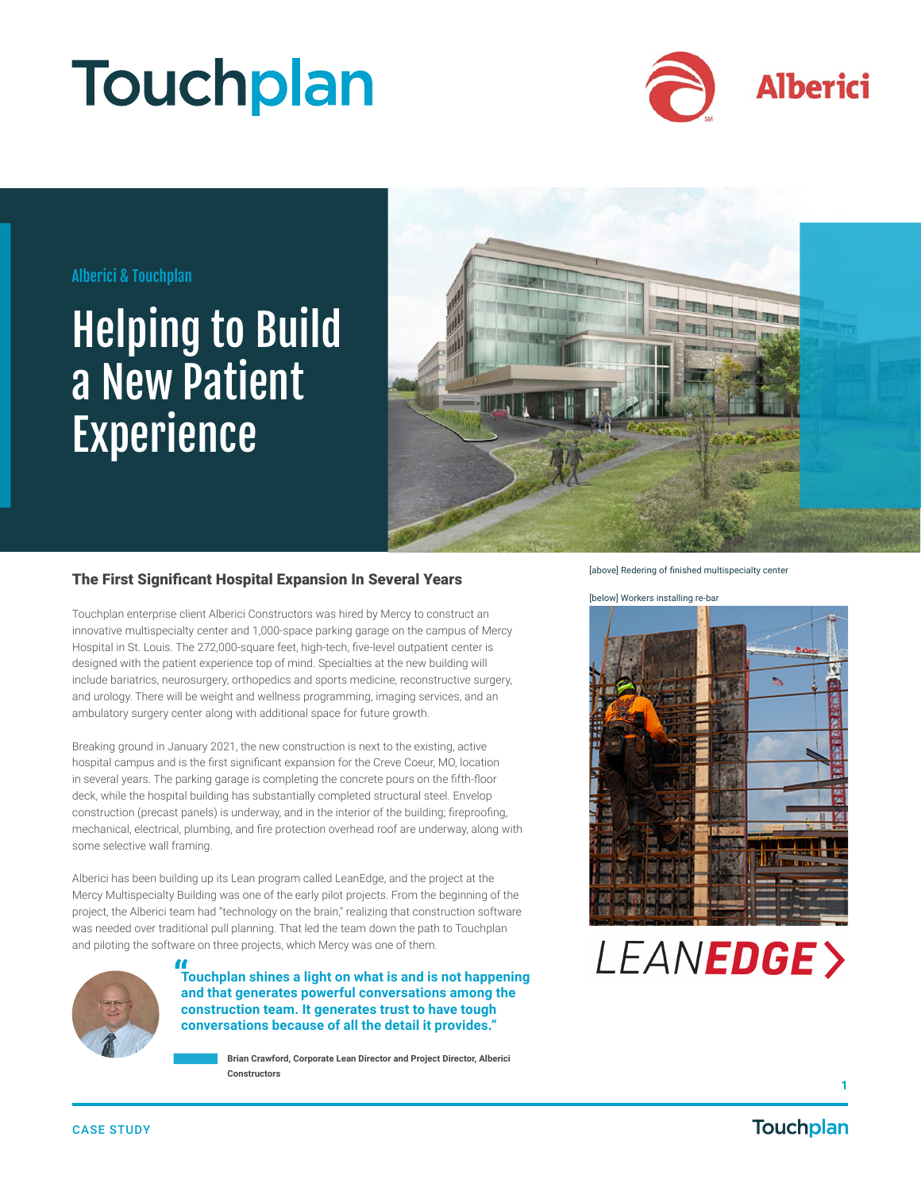Touchplan

Alberici

Alberici & Touchplan

# Helping to Build a New Patient Experience

[above] Redering of finished multispecialty center

## The First Significant Hospital Expansion In Several Years

Touchplan enterprise client Alberici Constructors was hired by Mercy to construct an innovative multispecialty center and 1,000-space parking garage on the campus of Mercy Hospital in St. Louis. The 272,000-square feet, high-tech, five-level outpatient center is designed with the patient experience top of mind. Specialties at the new building will include bariatrics, neurosurgery, orthopedics and sports medicine, reconstructive surgery, and urology. There will be weight and wellness programming, imaging services, and an ambulatory surgery center along with additional space for future growth.

Breaking ground in January 2021, the new construction is next to the existing, active hospital campus and is the first significant expansion for the Creve Coeur, MO, location in several years. The parking garage is completing the concrete pours on the fifth-floor deck, while the hospital building has substantially completed structural steel. Envelop construction (precast panels) is underway, and in the interior of the building; fireproofing, mechanical, electrical, plumbing, and fire protection overhead roof are underway, along with some selective wall framing.

Alberici has been building up its Lean program called LeanEdge, and the project at the Mercy Multispecialty Building was one of the early pilot projects. From the beginning of the project, the Alberici team had "technology on the brain," realizing that construction software was needed over traditional pull planning. That led the team down the path to Touchplan and piloting the software on three projects, which Mercy was one of them.

> **"Touchplan shines a light on what is and is not happening and that generates powerful conversations among the construction team. It generates trust to have tough conversations because of all the detail it provides."**
>
> **Brian Crawford, Corporate Lean Director and Project Director, Alberici Constructors**

[below] Workers installing re-bar

LEAN**EDGE**

CASE STUDY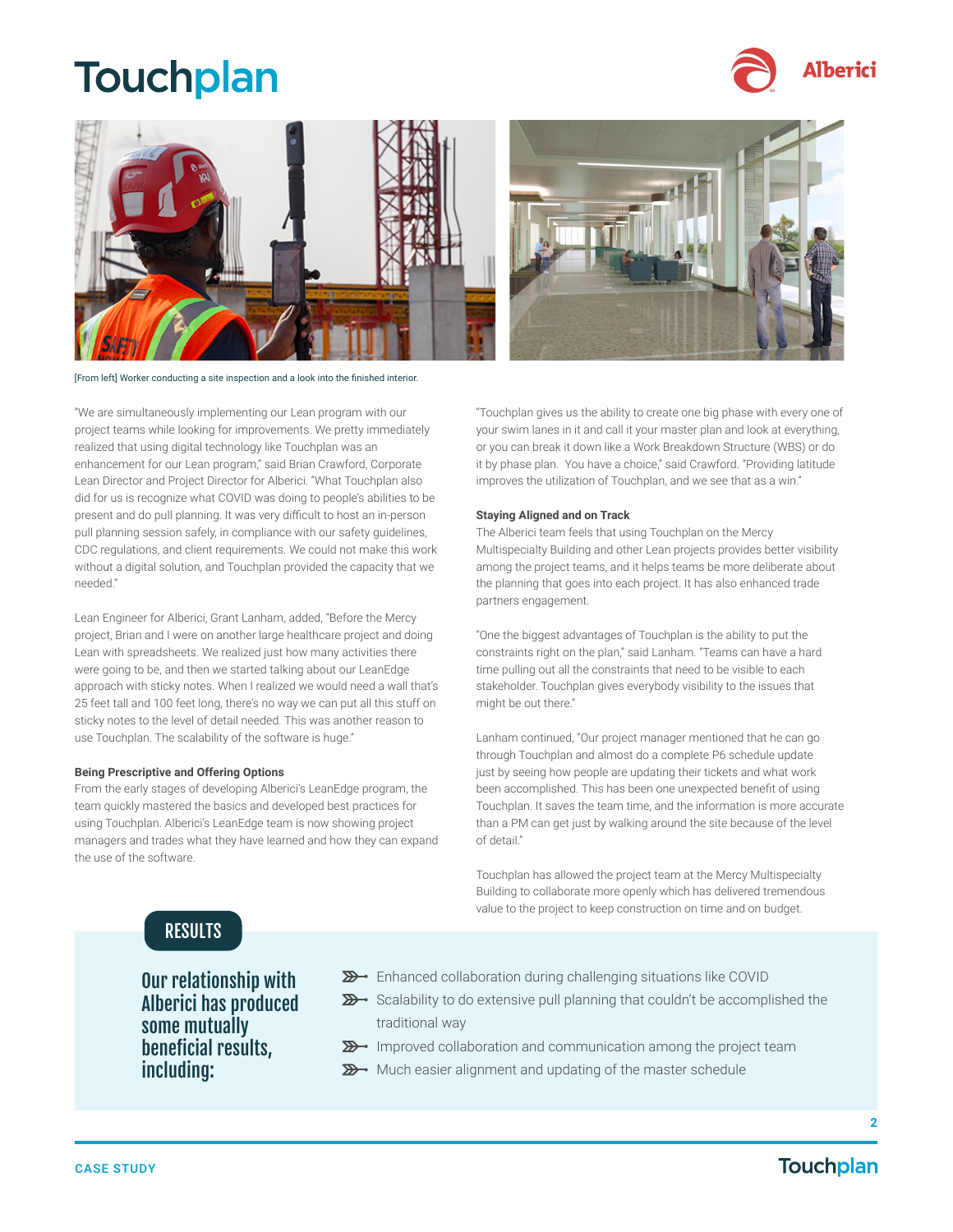[From left] Worker conducting a site inspection and a look into the finished interior.

"We are simultaneously implementing our Lean program with our project teams while looking for improvements. We pretty immediately realized that using digital technology like Touchplan was an enhancement for our Lean program," said Brian Crawford, Corporate Lean Director and Project Director for Alberici. "What Touchplan also did for us is recognize what COVID was doing to people's abilities to be present and do pull planning. It was very difficult to host an in-person pull planning session safely, in compliance with our safety guidelines, CDC regulations, and client requirements. We could not make this work without a digital solution, and Touchplan provided the capacity that we needed."

Lean Engineer for Alberici, Grant Lanham, added, "Before the Mercy project, Brian and I were on another large healthcare project and doing Lean with spreadsheets. We realized just how many activities there were going to be, and then we started talking about our LeanEdge approach with sticky notes. When I realized we would need a wall that's 25 feet tall and 100 feet long, there's no way we can put all this stuff on sticky notes to the level of detail needed. This was another reason to use Touchplan. The scalability of the software is huge."

### Being Prescriptive and Offering Options

From the early stages of developing Alberici's LeanEdge program, the team quickly mastered the basics and developed best practices for using Touchplan. Alberici's LeanEdge team is now showing project managers and trades what they have learned and how they can expand the use of the software.

"Touchplan gives us the ability to create one big phase with every one of your swim lanes in it and call it your master plan and look at everything, or you can break it down like a Work Breakdown Structure (WBS) or do it by phase plan. You have a choice," said Crawford. "Providing latitude improves the utilization of Touchplan, and we see that as a win."

### Staying Aligned and on Track

The Alberici team feels that using Touchplan on the Mercy Multispecialty Building and other Lean projects provides better visibility among the project teams, and it helps teams be more deliberate about the planning that goes into each project. It has also enhanced trade partners engagement.

"One the biggest advantages of Touchplan is the ability to put the constraints right on the plan," said Lanham. "Teams can have a hard time pulling out all the constraints that need to be visible to each stakeholder. Touchplan gives everybody visibility to the issues that might be out there."

Lanham continued, "Our project manager mentioned that he can go through Touchplan and almost do a complete P6 schedule update just by seeing how people are updating their tickets and what work been accomplished. This has been one unexpected benefit of using Touchplan. It saves the team time, and the information is more accurate than a PM can get just by walking around the site because of the level of detail."

Touchplan has allowed the project team at the Mercy Multispecialty Building to collaborate more openly which has delivered tremendous value to the project to keep construction on time and on budget.

## RESULTS

**Our relationship with Alberici has produced some mutually beneficial results, including:**

- Enhanced collaboration during challenging situations like COVID
- Scalability to do extensive pull planning that couldn't be accomplished the traditional way
- Improved collaboration and communication among the project team
- Much easier alignment and updating of the master schedule